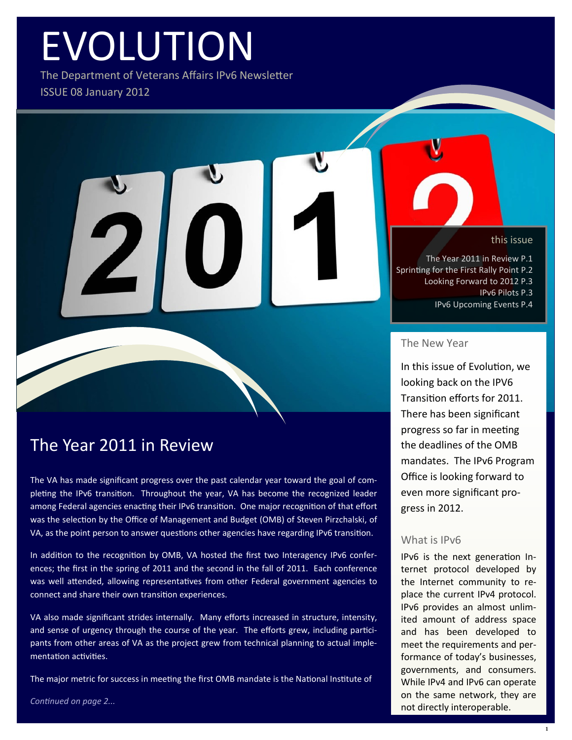# EVOLUTION

The Department of Veterans Affairs IPv6 Newsletter

ISSUE 08 January 2012

### this issue

The Year 2011 in Review P.1
Sprinting for the First Rally Point P.2
Looking Forward to 2012 P.3
IPv6 Pilots P.3
IPv6 Upcoming Events P.4

## The Year 2011 in Review

The VA has made significant progress over the past calendar year toward the goal of completing the IPv6 transition. Throughout the year, VA has become the recognized leader among Federal agencies enacting their IPv6 transition. One major recognition of that effort was the selection by the Office of Management and Budget (OMB) of Steven Pirzchalski, of VA, as the point person to answer questions other agencies have regarding IPv6 transition.

In addition to the recognition by OMB, VA hosted the first two Interagency IPv6 conferences; the first in the spring of 2011 and the second in the fall of 2011. Each conference was well attended, allowing representatives from other Federal government agencies to connect and share their own transition experiences.

VA also made significant strides internally. Many efforts increased in structure, intensity, and sense of urgency through the course of the year. The efforts grew, including participants from other areas of VA as the project grew from technical planning to actual implementation activities.

The major metric for success in meeting the first OMB mandate is the National Institute of

*Continued on page 2...*

### The New Year

In this issue of Evolution, we looking back on the IPV6 Transition efforts for 2011. There has been significant progress so far in meeting the deadlines of the OMB mandates. The IPv6 Program Office is looking forward to even more significant progress in 2012.

### What is IPv6

IPv6 is the next generation Internet protocol developed by the Internet community to replace the current IPv4 protocol. IPv6 provides an almost unlimited amount of address space and has been developed to meet the requirements and performance of today's businesses, governments, and consumers. While IPv4 and IPv6 can operate on the same network, they are not directly interoperable.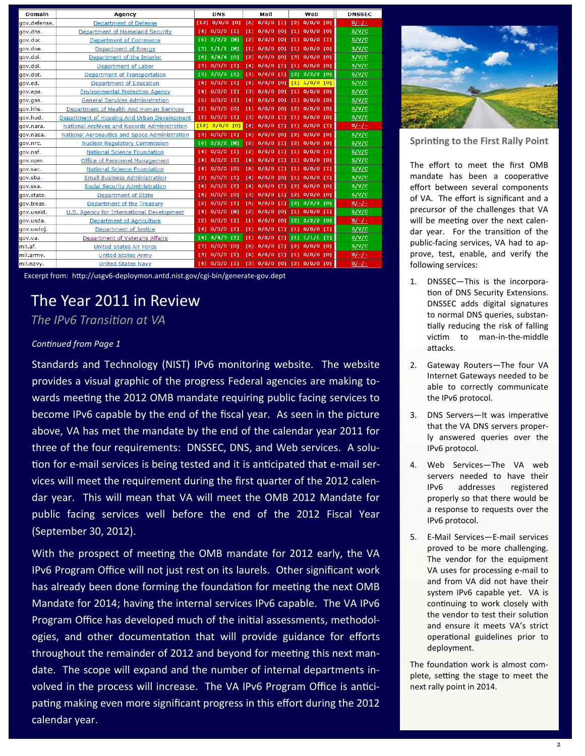| Domain | Agency | DNS | Mail | Web | DNSSEC |
|---|---|---|---|---|---|
| gov.defense. | Department of Defense | [13] 0/0/0 [O] | [A] 0/0/0 [I] | [2] 0/0/0 [O] | U/-/- |
| gov.dhs. | Department of Homeland Security | [4] 0/0/0 [I] | [1] 0/0/0 [O] | [1] 0/0/0 [O] | S/V/C |
| gov.doc. | Department of Commerce | [6] 2/2/2 [M] | [2] 0/0/0 [O] | [1] 0/0/0 [I] | S/V/C |
| gov.doe. | Department of Energy | [3] 1/1/1 [M] | [1] 0/0/0 [O] | [1] 0/0/0 [O] | S/V/C |
| gov.doi. | Department of the Interior | [6] 4/4/4 [O] | [2] 0/0/0 [O] | [3] 0/0/0 [O] | S/V/C |
| gov.dol. | Department of Labor | [3] 0/0/0 [I] | [4] 0/0/0 [I] | [1] 0/0/0 [O] | S/V/C |
| gov.dot. | Department of Transportation | [3] 2/0/2 [I] | [3] 0/0/0 [I] | [2] 2/2/2 [O] | S/V/C |
| gov.ed. | Department of Education | [4] 0/0/0 [I] | [4] 0/0/0 [O] | [1] 1/0/0 [O] | S/V/C |
| gov.epa. | Environmental Protection Agency | [4] 0/0/0 [I] | [3] 0/0/0 [O] | [1] 0/0/0 [O] | S/V/C |
| gov.gsa. | General Services Administration | [6] 0/0/0 [I] | [4] 0/0/0 [O] | [1] 0/0/0 [O] | S/V/C |
| gov.hhs. | Department of Health And Human Services | [2] 0/0/0 [O] | [1] 0/0/0 [O] | [2] 0/0/0 [O] | S/V/C |
| gov.hud. | Department of Housing And Urban Development | [2] 0/0/0 [I] | [3] 0/0/0 [I] | [1] 0/0/0 [O] | S/V/C |
| gov.nara. | National Archives and Records Administration | [12] 2/0/0 [O] | [4] 0/0/0 [I] | [1] 0/0/0 [I] | U/-/- |
| gov.nasa. | National Aeronautics and Space Administration | [3] 0/0/0 [I] | [6] 0/0/0 [O] | [2] 0/0/0 [O] | S/V/C |
| gov.nrc. | Nuclear Regulatory Commission | [6] 2/2/2 [M] | [2] 0/0/0 [I] | [2] 0/0/0 [O] | S/V/C |
| gov.nsf. | National Science Foundation | [4] 0/0/0 [I] | [2] 0/0/0 [I] | [1] 0/0/0 [I] | S/V/C |
| gov.opm. | Office of Personnel Management | [4] 0/0/0 [I] | [4] 0/0/0 [I] | [1] 0/0/0 [O] | S/V/C |
| gov.sac. | National Science Foundation | [4] 0/0/0 [O] | [A] 0/0/0 [I] | [1] 0/0/0 [I] | S/V/C |
| gov.sba. | Small Business Administration | [2] 0/0/0 [I] | [4] 0/0/0 [O] | [1] 0/0/0 [I] | S/V/C |
| gov.ssa. | Social Security Administration | [4] 0/0/0 [I] | [4] 0/0/0 [I] | [2] 0/0/0 [O] | S/V/C |
| gov.state. | Department of State | [4] 0/0/0 [O] | [3] 0/0/0 [I] | [2] 0/0/0 [O] | S/V/C |
| gov.treas. | Department of the Treasury | [2] 0/0/0 [I] | [A] 0/0/0 [I] | [2] 2/2/2 [O] | U/-/- |
| gov.usaid. | U.S. Agency for International Development | [4] 0/0/0 [M] | [2] 0/0/0 [O] | [1] 0/0/0 [I] | S/V/C |
| gov.usda. | Department of Agriculture | [2] 0/0/0 [I] | [1] 0/0/0 [O] | [2] 2/2/2 [O] | U/-/- |
| gov.usdoj. | Department of Justice | [4] 0/0/0 [I] | [1] 0/0/0 [I] | [1] 0/0/0 [I] | S/V/C |
| gov.va. | Department of Veterans Affairs | [4] 4/4/3 [I] | [1] 0/0/0 [I] | [1] 1/1/1 [I] | S/V/C |
| mil.af. | United States Air Force | [7] 0/0/0 [O] | [A] 0/0/0 [I] | [2] 0/0/0 [O] | S/V/C |
| mil.army. | United States Army | [3] 0/0/0 [I] | [A] 0/0/0 [I] | [2] 0/0/0 [O] | U/-/- |
| mil.navy. | United States Navy | [4] 0/0/0 [I] | [3] 0/0/0 [O] | [2] 0/0/0 [O] | U/-/- |

Excerpt from: http://usgv6-deploymon.antd.nist.gov/cgi-bin/generate-gov.dept

# The Year 2011 in Review

*The IPv6 Transition at VA*

*Continued from Page 1*

Standards and Technology (NIST) IPv6 monitoring website. The website provides a visual graphic of the progress Federal agencies are making towards meeting the 2012 OMB mandate requiring public facing services to become IPv6 capable by the end of the fiscal year. As seen in the picture above, VA has met the mandate by the end of the calendar year 2011 for three of the four requirements: DNSSEC, DNS, and Web services. A solution for e-mail services is being tested and it is anticipated that e-mail services will meet the requirement during the first quarter of the 2012 calendar year. This will mean that VA will meet the OMB 2012 Mandate for public facing services well before the end of the 2012 Fiscal Year (September 30, 2012).

With the prospect of meeting the OMB mandate for 2012 early, the VA IPv6 Program Office will not just rest on its laurels. Other significant work has already been done forming the foundation for meeting the next OMB Mandate for 2014; having the internal services IPv6 capable. The VA IPv6 Program Office has developed much of the initial assessments, methodologies, and other documentation that will provide guidance for efforts throughout the remainder of 2012 and beyond for meeting this next mandate. The scope will expand and the number of internal departments involved in the process will increase. The VA IPv6 Program Office is anticipating making even more significant progress in this effort during the 2012 calendar year.

## Sprinting to the First Rally Point

The effort to meet the first OMB mandate has been a cooperative effort between several components of VA. The effort is significant and a precursor of the challenges that VA will be meeting over the next calendar year. For the transition of the public-facing services, VA had to approve, test, enable, and verify the following services:

1. DNSSEC—This is the incorporation of DNS Security Extensions. DNSSEC adds digital signatures to normal DNS queries, substantially reducing the risk of falling victim to man-in-the-middle attacks.
2. Gateway Routers—The four VA Internet Gateways needed to be able to correctly communicate the IPv6 protocol.
3. DNS Servers—It was imperative that the VA DNS servers properly answered queries over the IPv6 protocol.
4. Web Services—The VA web servers needed to have their IPv6 addresses registered properly so that there would be a response to requests over the IPv6 protocol.
5. E-Mail Services—E-mail services proved to be more challenging. The vendor for the equipment VA uses for processing e-mail to and from VA did not have their system IPv6 capable yet. VA is continuing to work closely with the vendor to test their solution and ensure it meets VA's strict operational guidelines prior to deployment.

The foundation work is almost complete, setting the stage to meet the next rally point in 2014.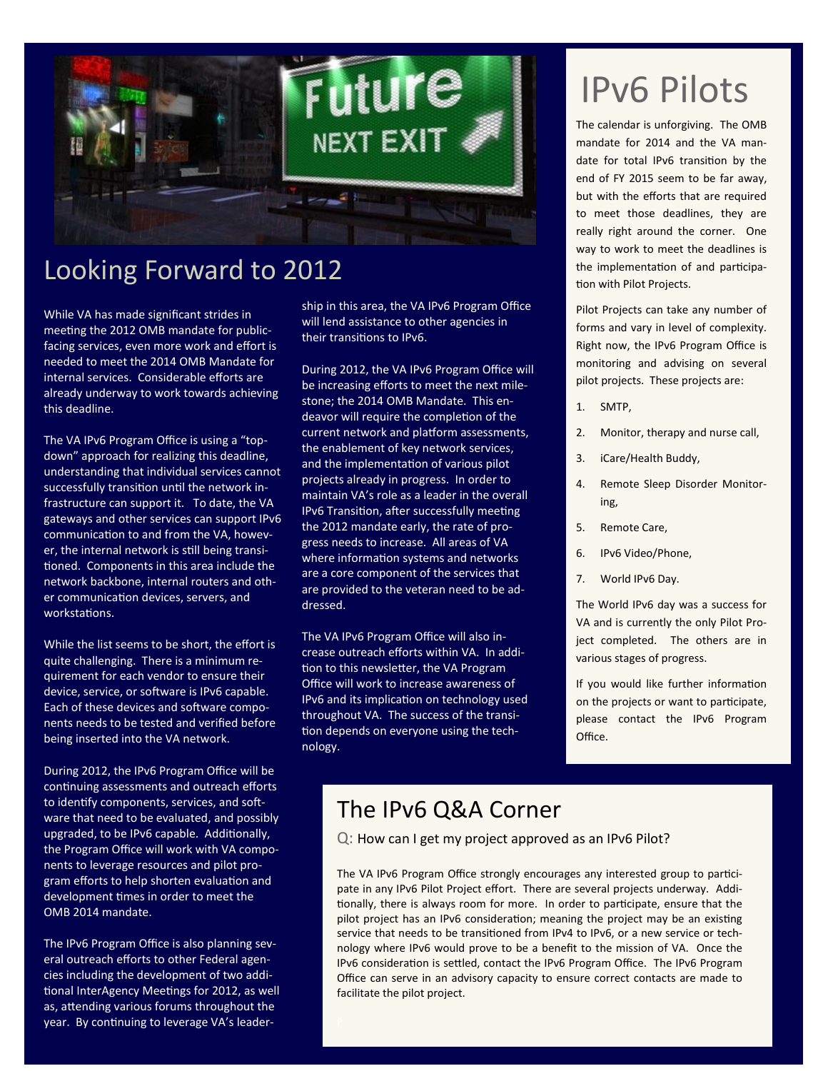## Looking Forward to 2012

While VA has made significant strides in meeting the 2012 OMB mandate for public-facing services, even more work and effort is needed to meet the 2014 OMB Mandate for internal services. Considerable efforts are already underway to work towards achieving this deadline.

The VA IPv6 Program Office is using a "top-down" approach for realizing this deadline, understanding that individual services cannot successfully transition until the network infrastructure can support it. To date, the VA gateways and other services can support IPv6 communication to and from the VA, however, the internal network is still being transitioned. Components in this area include the network backbone, internal routers and other communication devices, servers, and workstations.

While the list seems to be short, the effort is quite challenging. There is a minimum requirement for each vendor to ensure their device, service, or software is IPv6 capable. Each of these devices and software components needs to be tested and verified before being inserted into the VA network.

During 2012, the IPv6 Program Office will be continuing assessments and outreach efforts to identify components, services, and software that need to be evaluated, and possibly upgraded, to be IPv6 capable. Additionally, the Program Office will work with VA components to leverage resources and pilot program efforts to help shorten evaluation and development times in order to meet the OMB 2014 mandate.

The IPv6 Program Office is also planning several outreach efforts to other Federal agencies including the development of two additional InterAgency Meetings for 2012, as well as, attending various forums throughout the year. By continuing to leverage VA's leadership in this area, the VA IPv6 Program Office will lend assistance to other agencies in their transitions to IPv6.

During 2012, the VA IPv6 Program Office will be increasing efforts to meet the next milestone; the 2014 OMB Mandate. This endeavor will require the completion of the current network and platform assessments, the enablement of key network services, and the implementation of various pilot projects already in progress. In order to maintain VA's role as a leader in the overall IPv6 Transition, after successfully meeting the 2012 mandate early, the rate of progress needs to increase. All areas of VA where information systems and networks are a core component of the services that are provided to the veteran need to be addressed.

The VA IPv6 Program Office will also increase outreach efforts within VA. In addition to this newsletter, the VA Program Office will work to increase awareness of IPv6 and its implication on technology used throughout VA. The success of the transition depends on everyone using the technology.

## IPv6 Pilots

The calendar is unforgiving. The OMB mandate for 2014 and the VA mandate for total IPv6 transition by the end of FY 2015 seem to be far away, but with the efforts that are required to meet those deadlines, they are really right around the corner. One way to work to meet the deadlines is the implementation of and participation with Pilot Projects.

Pilot Projects can take any number of forms and vary in level of complexity. Right now, the IPv6 Program Office is monitoring and advising on several pilot projects. These projects are:

1. SMTP,
2. Monitor, therapy and nurse call,
3. iCare/Health Buddy,
4. Remote Sleep Disorder Monitoring,
5. Remote Care,
6. IPv6 Video/Phone,
7. World IPv6 Day.

The World IPv6 day was a success for VA and is currently the only Pilot Project completed. The others are in various stages of progress.

If you would like further information on the projects or want to participate, please contact the IPv6 Program Office.

## The IPv6 Q&A Corner

Q: How can I get my project approved as an IPv6 Pilot?

The VA IPv6 Program Office strongly encourages any interested group to participate in any IPv6 Pilot Project effort. There are several projects underway. Additionally, there is always room for more. In order to participate, ensure that the pilot project has an IPv6 consideration; meaning the project may be an existing service that needs to be transitioned from IPv4 to IPv6, or a new service or technology where IPv6 would prove to be a benefit to the mission of VA. Once the IPv6 consideration is settled, contact the IPv6 Program Office. The IPv6 Program Office can serve in an advisory capacity to ensure correct contacts are made to facilitate the pilot project.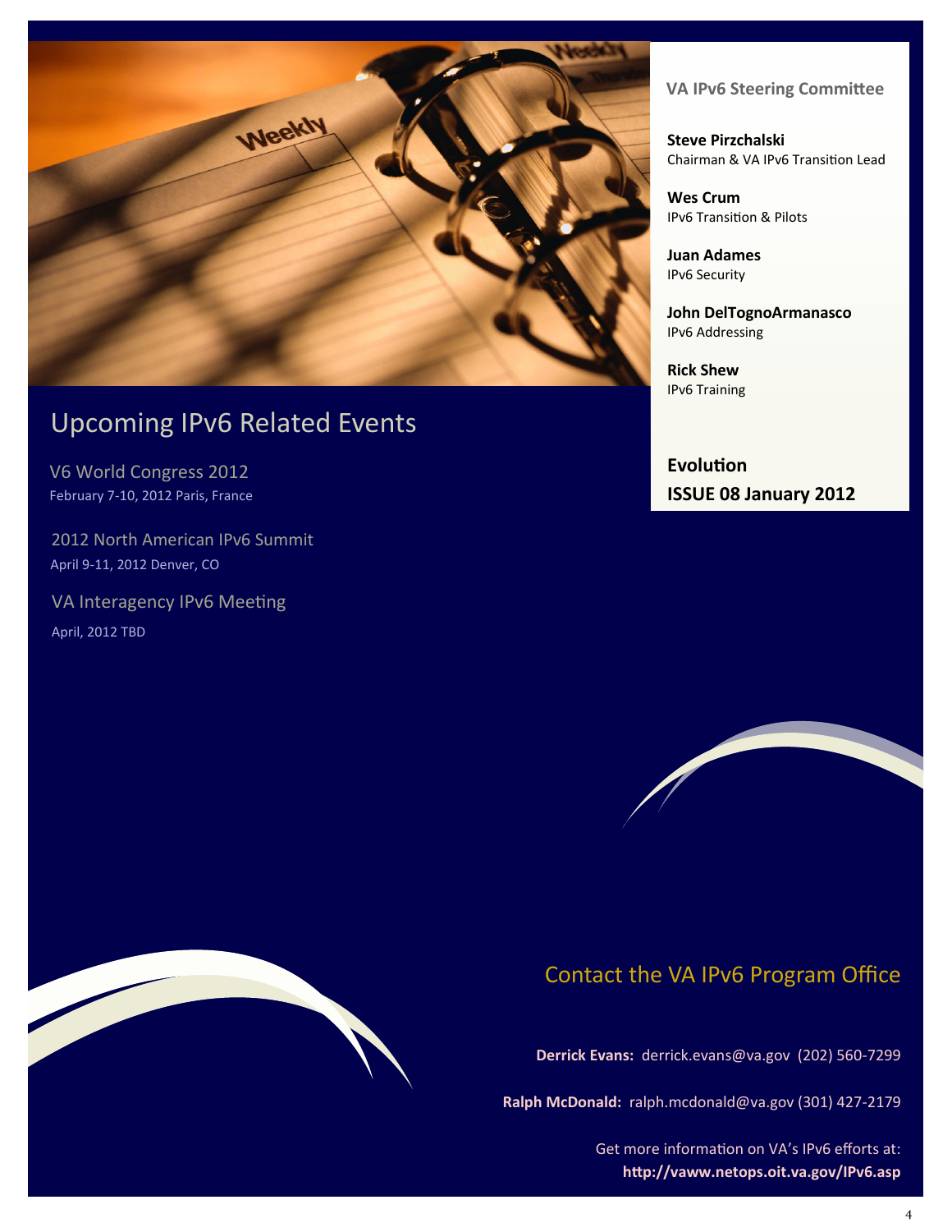## VA IPv6 Steering Committee

**Steve Pirzchalski**
Chairman & VA IPv6 Transition Lead

**Wes Crum**
IPv6 Transition & Pilots

**Juan Adames**
IPv6 Security

**John DelTognoArmanasco**
IPv6 Addressing

**Rick Shew**
IPv6 Training

**Evolution**
**ISSUE 08 January 2012**

## Upcoming IPv6 Related Events

V6 World Congress 2012
February 7-10, 2012 Paris, France

2012 North American IPv6 Summit
April 9-11, 2012 Denver, CO

VA Interagency IPv6 Meeting
April, 2012 TBD

## Contact the VA IPv6 Program Office

**Derrick Evans:** derrick.evans@va.gov (202) 560-7299

**Ralph McDonald:** ralph.mcdonald@va.gov (301) 427-2179

Get more information on VA's IPv6 efforts at:
**http://vaww.netops.oit.va.gov/IPv6.asp**